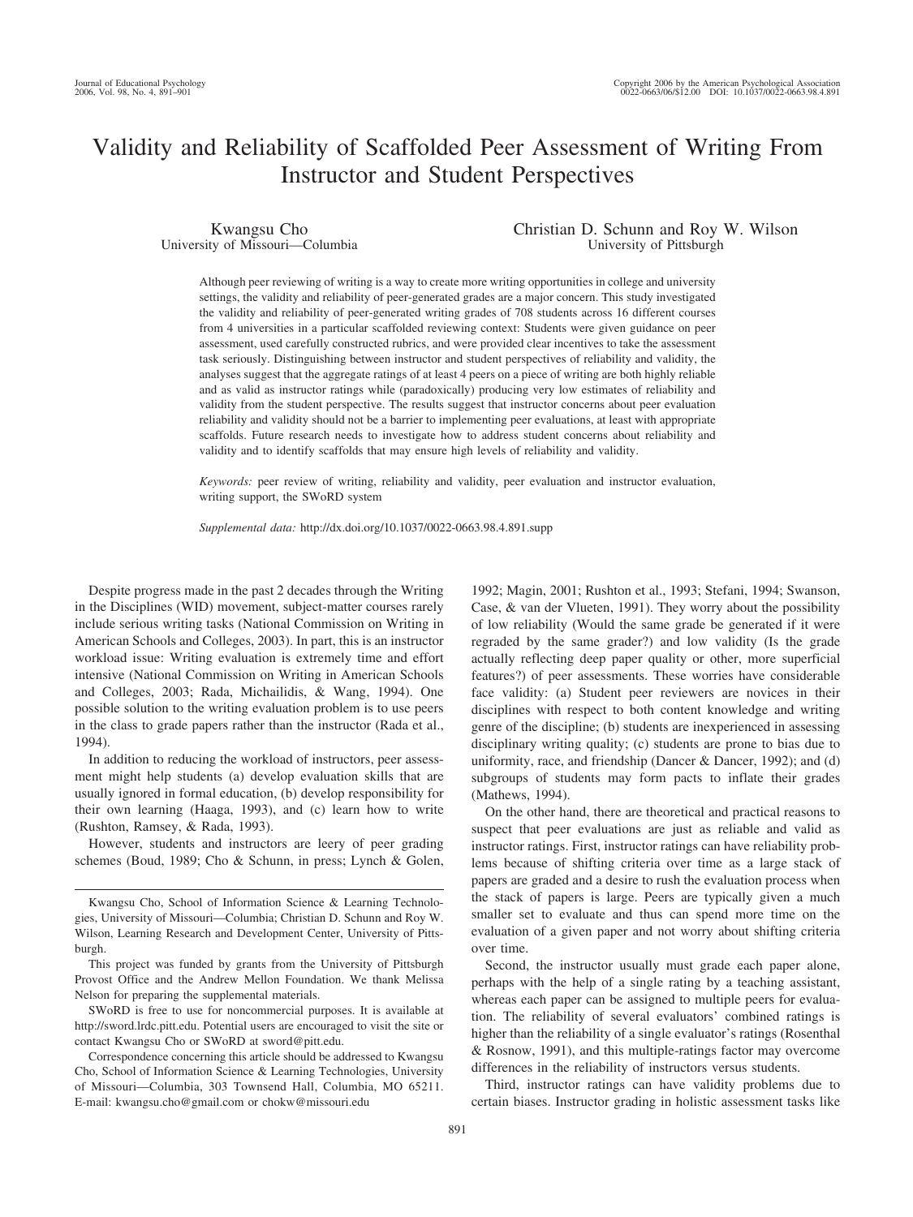# Validity and Reliability of Scaffolded Peer Assessment of Writing From Instructor and Student Perspectives

Kwangsu Cho
University of Missouri—Columbia

Christian D. Schunn and Roy W. Wilson
University of Pittsburgh

Although peer reviewing of writing is a way to create more writing opportunities in college and university settings, the validity and reliability of peer-generated grades are a major concern. This study investigated the validity and reliability of peer-generated writing grades of 708 students across 16 different courses from 4 universities in a particular scaffolded reviewing context: Students were given guidance on peer assessment, used carefully constructed rubrics, and were provided clear incentives to take the assessment task seriously. Distinguishing between instructor and student perspectives of reliability and validity, the analyses suggest that the aggregate ratings of at least 4 peers on a piece of writing are both highly reliable and as valid as instructor ratings while (paradoxically) producing very low estimates of reliability and validity from the student perspective. The results suggest that instructor concerns about peer evaluation reliability and validity should not be a barrier to implementing peer evaluations, at least with appropriate scaffolds. Future research needs to investigate how to address student concerns about reliability and validity and to identify scaffolds that may ensure high levels of reliability and validity.

*Keywords:* peer review of writing, reliability and validity, peer evaluation and instructor evaluation, writing support, the SWoRD system

*Supplemental data:* http://dx.doi.org/10.1037/0022-0663.98.4.891.supp

Despite progress made in the past 2 decades through the Writing in the Disciplines (WID) movement, subject-matter courses rarely include serious writing tasks (National Commission on Writing in American Schools and Colleges, 2003). In part, this is an instructor workload issue: Writing evaluation is extremely time and effort intensive (National Commission on Writing in American Schools and Colleges, 2003; Rada, Michailidis, & Wang, 1994). One possible solution to the writing evaluation problem is to use peers in the class to grade papers rather than the instructor (Rada et al., 1994).

In addition to reducing the workload of instructors, peer assessment might help students (a) develop evaluation skills that are usually ignored in formal education, (b) develop responsibility for their own learning (Haaga, 1993), and (c) learn how to write (Rushton, Ramsey, & Rada, 1993).

However, students and instructors are leery of peer grading schemes (Boud, 1989; Cho & Schunn, in press; Lynch & Golen, 1992; Magin, 2001; Rushton et al., 1993; Stefani, 1994; Swanson, Case, & van der Vlueten, 1991). They worry about the possibility of low reliability (Would the same grade be generated if it were regraded by the same grader?) and low validity (Is the grade actually reflecting deep paper quality or other, more superficial features?) of peer assessments. These worries have considerable face validity: (a) Student peer reviewers are novices in their disciplines with respect to both content knowledge and writing genre of the discipline; (b) students are inexperienced in assessing disciplinary writing quality; (c) students are prone to bias due to uniformity, race, and friendship (Dancer & Dancer, 1992); and (d) subgroups of students may form pacts to inflate their grades (Mathews, 1994).

On the other hand, there are theoretical and practical reasons to suspect that peer evaluations are just as reliable and valid as instructor ratings. First, instructor ratings can have reliability problems because of shifting criteria over time as a large stack of papers are graded and a desire to rush the evaluation process when the stack of papers is large. Peers are typically given a much smaller set to evaluate and thus can spend more time on the evaluation of a given paper and not worry about shifting criteria over time.

Second, the instructor usually must grade each paper alone, perhaps with the help of a single rating by a teaching assistant, whereas each paper can be assigned to multiple peers for evaluation. The reliability of several evaluators' combined ratings is higher than the reliability of a single evaluator's ratings (Rosenthal & Rosnow, 1991), and this multiple-ratings factor may overcome differences in the reliability of instructors versus students.

Third, instructor ratings can have validity problems due to certain biases. Instructor grading in holistic assessment tasks like

---

Kwangsu Cho, School of Information Science & Learning Technologies, University of Missouri—Columbia; Christian D. Schunn and Roy W. Wilson, Learning Research and Development Center, University of Pittsburgh.

This project was funded by grants from the University of Pittsburgh Provost Office and the Andrew Mellon Foundation. We thank Melissa Nelson for preparing the supplemental materials.

SWoRD is free to use for noncommercial purposes. It is available at http://sword.lrdc.pitt.edu. Potential users are encouraged to visit the site or contact Kwangsu Cho or SWoRD at sword@pitt.edu.

Correspondence concerning this article should be addressed to Kwangsu Cho, School of Information Science & Learning Technologies, University of Missouri—Columbia, 303 Townsend Hall, Columbia, MO 65211. E-mail: kwangsu.cho@gmail.com or chokw@missouri.edu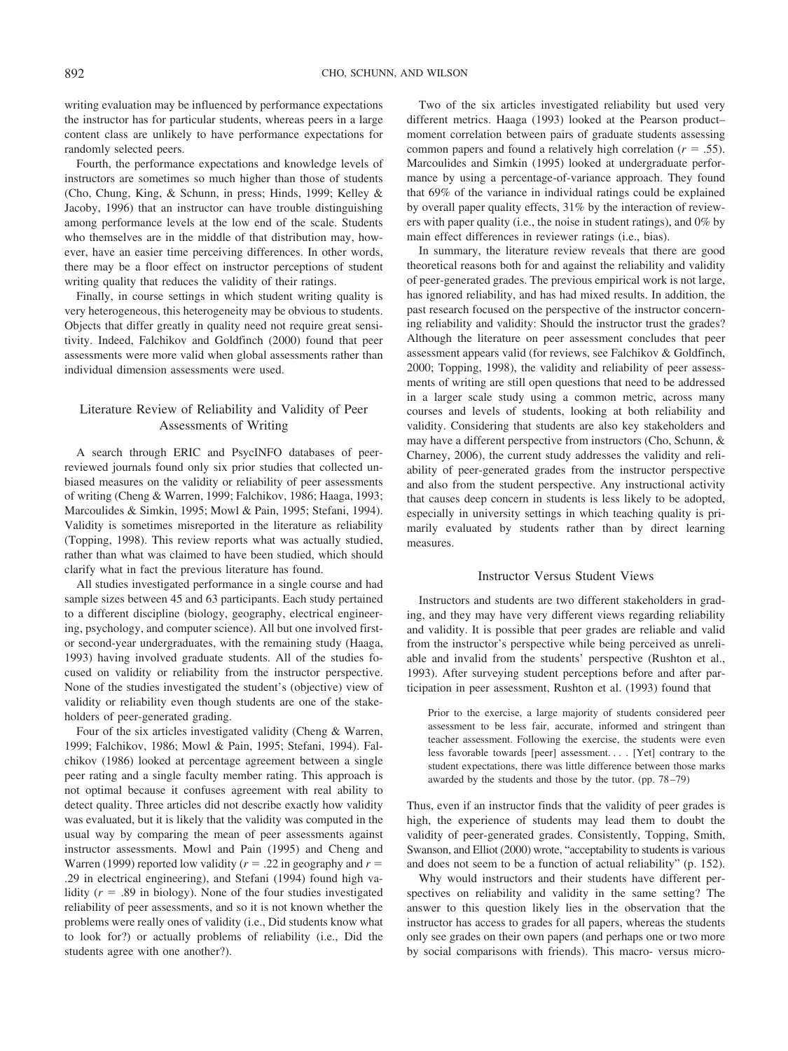writing evaluation may be influenced by performance expectations the instructor has for particular students, whereas peers in a large content class are unlikely to have performance expectations for randomly selected peers.

Fourth, the performance expectations and knowledge levels of instructors are sometimes so much higher than those of students (Cho, Chung, King, & Schunn, in press; Hinds, 1999; Kelley & Jacoby, 1996) that an instructor can have trouble distinguishing among performance levels at the low end of the scale. Students who themselves are in the middle of that distribution may, however, have an easier time perceiving differences. In other words, there may be a floor effect on instructor perceptions of student writing quality that reduces the validity of their ratings.

Finally, in course settings in which student writing quality is very heterogeneous, this heterogeneity may be obvious to students. Objects that differ greatly in quality need not require great sensitivity. Indeed, Falchikov and Goldfinch (2000) found that peer assessments were more valid when global assessments rather than individual dimension assessments were used.

## Literature Review of Reliability and Validity of Peer Assessments of Writing

A search through ERIC and PsycINFO databases of peer-reviewed journals found only six prior studies that collected unbiased measures on the validity or reliability of peer assessments of writing (Cheng & Warren, 1999; Falchikov, 1986; Haaga, 1993; Marcoulides & Simkin, 1995; Mowl & Pain, 1995; Stefani, 1994). Validity is sometimes misreported in the literature as reliability (Topping, 1998). This review reports what was actually studied, rather than what was claimed to have been studied, which should clarify what in fact the previous literature has found.

All studies investigated performance in a single course and had sample sizes between 45 and 63 participants. Each study pertained to a different discipline (biology, geography, electrical engineering, psychology, and computer science). All but one involved first- or second-year undergraduates, with the remaining study (Haaga, 1993) having involved graduate students. All of the studies focused on validity or reliability from the instructor perspective. None of the studies investigated the student's (objective) view of validity or reliability even though students are one of the stakeholders of peer-generated grading.

Four of the six articles investigated validity (Cheng & Warren, 1999; Falchikov, 1986; Mowl & Pain, 1995; Stefani, 1994). Falchikov (1986) looked at percentage agreement between a single peer rating and a single faculty member rating. This approach is not optimal because it confuses agreement with real ability to detect quality. Three articles did not describe exactly how validity was evaluated, but it is likely that the validity was computed in the usual way by comparing the mean of peer assessments against instructor assessments. Mowl and Pain (1995) and Cheng and Warren (1999) reported low validity ($r = .22$ in geography and $r = .29$ in electrical engineering), and Stefani (1994) found high validity ($r = .89$ in biology). None of the four studies investigated reliability of peer assessments, and so it is not known whether the problems were really ones of validity (i.e., Did students know what to look for?) or actually problems of reliability (i.e., Did the students agree with one another?).

Two of the six articles investigated reliability but used very different metrics. Haaga (1993) looked at the Pearson product–moment correlation between pairs of graduate students assessing common papers and found a relatively high correlation ($r = .55$). Marcoulides and Simkin (1995) looked at undergraduate performance by using a percentage-of-variance approach. They found that 69% of the variance in individual ratings could be explained by overall paper quality effects, 31% by the interaction of reviewers with paper quality (i.e., the noise in student ratings), and 0% by main effect differences in reviewer ratings (i.e., bias).

In summary, the literature review reveals that there are good theoretical reasons both for and against the reliability and validity of peer-generated grades. The previous empirical work is not large, has ignored reliability, and has had mixed results. In addition, the past research focused on the perspective of the instructor concerning reliability and validity: Should the instructor trust the grades? Although the literature on peer assessment concludes that peer assessment appears valid (for reviews, see Falchikov & Goldfinch, 2000; Topping, 1998), the validity and reliability of peer assessments of writing are still open questions that need to be addressed in a larger scale study using a common metric, across many courses and levels of students, looking at both reliability and validity. Considering that students are also key stakeholders and may have a different perspective from instructors (Cho, Schunn, & Charney, 2006), the current study addresses the validity and reliability of peer-generated grades from the instructor perspective and also from the student perspective. Any instructional activity that causes deep concern in students is less likely to be adopted, especially in university settings in which teaching quality is primarily evaluated by students rather than by direct learning measures.

## Instructor Versus Student Views

Instructors and students are two different stakeholders in grading, and they may have very different views regarding reliability and validity. It is possible that peer grades are reliable and valid from the instructor's perspective while being perceived as unreliable and invalid from the students' perspective (Rushton et al., 1993). After surveying student perceptions before and after participation in peer assessment, Rushton et al. (1993) found that

> Prior to the exercise, a large majority of students considered peer assessment to be less fair, accurate, informed and stringent than teacher assessment. Following the exercise, the students were even less favorable towards [peer] assessment. . . . [Yet] contrary to the student expectations, there was little difference between those marks awarded by the students and those by the tutor. (pp. 78–79)

Thus, even if an instructor finds that the validity of peer grades is high, the experience of students may lead them to doubt the validity of peer-generated grades. Consistently, Topping, Smith, Swanson, and Elliot (2000) wrote, "acceptability to students is various and does not seem to be a function of actual reliability" (p. 152).

Why would instructors and their students have different perspectives on reliability and validity in the same setting? The answer to this question likely lies in the observation that the instructor has access to grades for all papers, whereas the students only see grades on their own papers (and perhaps one or two more by social comparisons with friends). This macro- versus micro-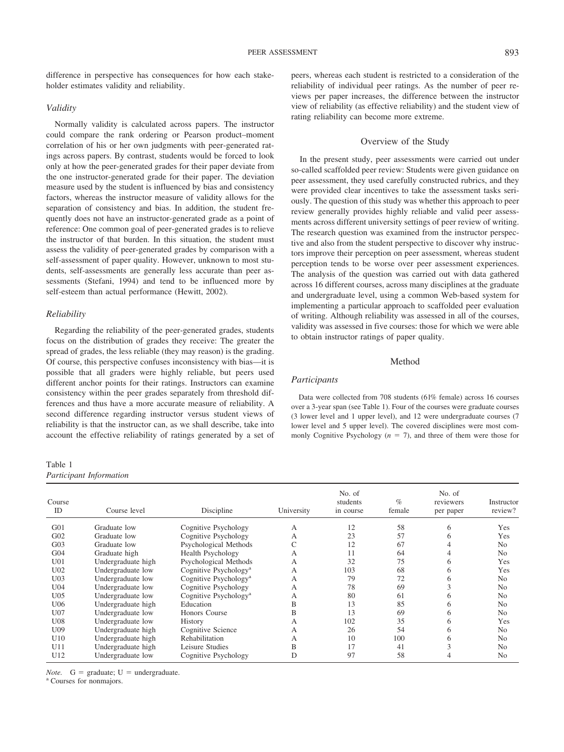difference in perspective has consequences for how each stakeholder estimates validity and reliability.

### Validity

Normally validity is calculated across papers. The instructor could compare the rank ordering or Pearson product–moment correlation of his or her own judgments with peer-generated ratings across papers. By contrast, students would be forced to look only at how the peer-generated grades for their paper deviate from the one instructor-generated grade for their paper. The deviation measure used by the student is influenced by bias and consistency factors, whereas the instructor measure of validity allows for the separation of consistency and bias. In addition, the student frequently does not have an instructor-generated grade as a point of reference: One common goal of peer-generated grades is to relieve the instructor of that burden. In this situation, the student must assess the validity of peer-generated grades by comparison with a self-assessment of paper quality. However, unknown to most students, self-assessments are generally less accurate than peer assessments (Stefani, 1994) and tend to be influenced more by self-esteem than actual performance (Hewitt, 2002).

### Reliability

Regarding the reliability of the peer-generated grades, students focus on the distribution of grades they receive: The greater the spread of grades, the less reliable (they may reason) is the grading. Of course, this perspective confuses inconsistency with bias—it is possible that all graders were highly reliable, but peers used different anchor points for their ratings. Instructors can examine consistency within the peer grades separately from threshold differences and thus have a more accurate measure of reliability. A second difference regarding instructor versus student views of reliability is that the instructor can, as we shall describe, take into account the effective reliability of ratings generated by a set of peers, whereas each student is restricted to a consideration of the reliability of individual peer ratings. As the number of peer reviews per paper increases, the difference between the instructor view of reliability (as effective reliability) and the student view of rating reliability can become more extreme.

## Overview of the Study

In the present study, peer assessments were carried out under so-called scaffolded peer review: Students were given guidance on peer assessment, they used carefully constructed rubrics, and they were provided clear incentives to take the assessment tasks seriously. The question of this study was whether this approach to peer review generally provides highly reliable and valid peer assessments across different university settings of peer review of writing. The research question was examined from the instructor perspective and also from the student perspective to discover why instructors improve their perception on peer assessment, whereas student perception tends to be worse over peer assessment experiences. The analysis of the question was carried out with data gathered across 16 different courses, across many disciplines at the graduate and undergraduate level, using a common Web-based system for implementing a particular approach to scaffolded peer evaluation of writing. Although reliability was assessed in all of the courses, validity was assessed in five courses: those for which we were able to obtain instructor ratings of paper quality.

## Method

### Participants

Data were collected from 708 students (61% female) across 16 courses over a 3-year span (see Table 1). Four of the courses were graduate courses (3 lower level and 1 upper level), and 12 were undergraduate courses (7 lower level and 5 upper level). The covered disciplines were most commonly Cognitive Psychology ($n$ = 7), and three of them were those for

Table 1
*Participant Information*

| Course ID | Course level | Discipline | University | No. of students in course | % female | No. of reviewers per paper | Instructor review? |
|---|---|---|---|---|---|---|---|
| G01 | Graduate low | Cognitive Psychology | A | 12 | 58 | 6 | Yes |
| G02 | Graduate low | Cognitive Psychology | A | 23 | 57 | 6 | Yes |
| G03 | Graduate low | Psychological Methods | C | 12 | 67 | 4 | No |
| G04 | Graduate high | Health Psychology | A | 11 | 64 | 4 | No |
| U01 | Undergraduate high | Psychological Methods | A | 32 | 75 | 6 | Yes |
| U02 | Undergraduate low | Cognitive Psychology[a] | A | 103 | 68 | 6 | Yes |
| U03 | Undergraduate low | Cognitive Psychology[a] | A | 79 | 72 | 6 | No |
| U04 | Undergraduate low | Cognitive Psychology | A | 78 | 69 | 3 | No |
| U05 | Undergraduate low | Cognitive Psychology[a] | A | 80 | 61 | 6 | No |
| U06 | Undergraduate high | Education | B | 13 | 85 | 6 | No |
| U07 | Undergraduate low | Honors Course | B | 13 | 69 | 6 | No |
| U08 | Undergraduate low | History | A | 102 | 35 | 6 | Yes |
| U09 | Undergraduate high | Cognitive Science | A | 26 | 54 | 6 | No |
| U10 | Undergraduate high | Rehabilitation | A | 10 | 100 | 6 | No |
| U11 | Undergraduate high | Leisure Studies | B | 17 | 41 | 3 | No |
| U12 | Undergraduate low | Cognitive Psychology | D | 97 | 58 | 4 | No |

*Note.* G = graduate; U = undergraduate.
[a] Courses for nonmajors.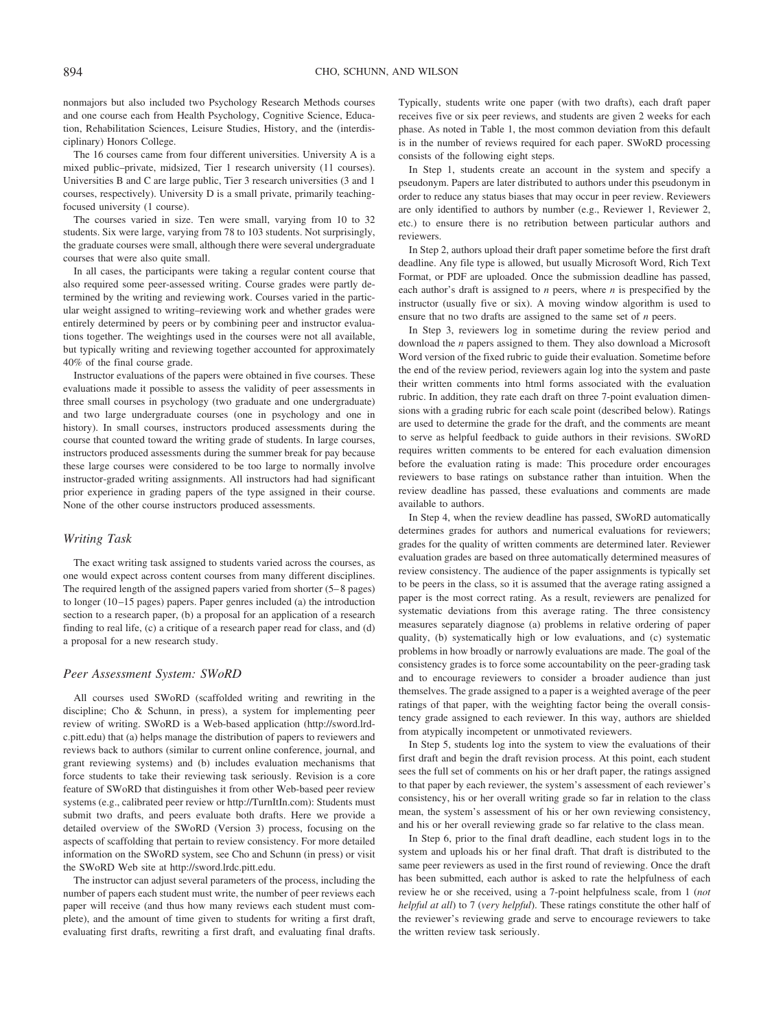nonmajors but also included two Psychology Research Methods courses and one course each from Health Psychology, Cognitive Science, Education, Rehabilitation Sciences, Leisure Studies, History, and the (interdisciplinary) Honors College.

The 16 courses came from four different universities. University A is a mixed public–private, midsized, Tier 1 research university (11 courses). Universities B and C are large public, Tier 3 research universities (3 and 1 courses, respectively). University D is a small private, primarily teaching-focused university (1 course).

The courses varied in size. Ten were small, varying from 10 to 32 students. Six were large, varying from 78 to 103 students. Not surprisingly, the graduate courses were small, although there were several undergraduate courses that were also quite small.

In all cases, the participants were taking a regular content course that also required some peer-assessed writing. Course grades were partly determined by the writing and reviewing work. Courses varied in the particular weight assigned to writing–reviewing work and whether grades were entirely determined by peers or by combining peer and instructor evaluations together. The weightings used in the courses were not all available, but typically writing and reviewing together accounted for approximately 40% of the final course grade.

Instructor evaluations of the papers were obtained in five courses. These evaluations made it possible to assess the validity of peer assessments in three small courses in psychology (two graduate and one undergraduate) and two large undergraduate courses (one in psychology and one in history). In small courses, instructors produced assessments during the course that counted toward the writing grade of students. In large courses, instructors produced assessments during the summer break for pay because these large courses were considered to be too large to normally involve instructor-graded writing assignments. All instructors had had significant prior experience in grading papers of the type assigned in their course. None of the other course instructors produced assessments.

## Writing Task

The exact writing task assigned to students varied across the courses, as one would expect across content courses from many different disciplines. The required length of the assigned papers varied from shorter (5–8 pages) to longer (10–15 pages) papers. Paper genres included (a) the introduction section to a research paper, (b) a proposal for an application of a research finding to real life, (c) a critique of a research paper read for class, and (d) a proposal for a new research study.

## Peer Assessment System: SWoRD

All courses used SWoRD (scaffolded writing and rewriting in the discipline; Cho & Schunn, in press), a system for implementing peer review of writing. SWoRD is a Web-based application (http://sword.lrdc.pitt.edu) that (a) helps manage the distribution of papers to reviewers and reviews back to authors (similar to current online conference, journal, and grant reviewing systems) and (b) includes evaluation mechanisms that force students to take their reviewing task seriously. Revision is a core feature of SWoRD that distinguishes it from other Web-based peer review systems (e.g., calibrated peer review or http://TurnItIn.com): Students must submit two drafts, and peers evaluate both drafts. Here we provide a detailed overview of the SWoRD (Version 3) process, focusing on the aspects of scaffolding that pertain to review consistency. For more detailed information on the SWoRD system, see Cho and Schunn (in press) or visit the SWoRD Web site at http://sword.lrdc.pitt.edu.

The instructor can adjust several parameters of the process, including the number of papers each student must write, the number of peer reviews each paper will receive (and thus how many reviews each student must complete), and the amount of time given to students for writing a first draft, evaluating first drafts, rewriting a first draft, and evaluating final drafts. Typically, students write one paper (with two drafts), each draft paper receives five or six peer reviews, and students are given 2 weeks for each phase. As noted in Table 1, the most common deviation from this default is in the number of reviews required for each paper. SWoRD processing consists of the following eight steps.

In Step 1, students create an account in the system and specify a pseudonym. Papers are later distributed to authors under this pseudonym in order to reduce any status biases that may occur in peer review. Reviewers are only identified to authors by number (e.g., Reviewer 1, Reviewer 2, etc.) to ensure there is no retribution between particular authors and reviewers.

In Step 2, authors upload their draft paper sometime before the first draft deadline. Any file type is allowed, but usually Microsoft Word, Rich Text Format, or PDF are uploaded. Once the submission deadline has passed, each author's draft is assigned to *n* peers, where *n* is prespecified by the instructor (usually five or six). A moving window algorithm is used to ensure that no two drafts are assigned to the same set of *n* peers.

In Step 3, reviewers log in sometime during the review period and download the *n* papers assigned to them. They also download a Microsoft Word version of the fixed rubric to guide their evaluation. Sometime before the end of the review period, reviewers again log into the system and paste their written comments into html forms associated with the evaluation rubric. In addition, they rate each draft on three 7-point evaluation dimensions with a grading rubric for each scale point (described below). Ratings are used to determine the grade for the draft, and the comments are meant to serve as helpful feedback to guide authors in their revisions. SWoRD requires written comments to be entered for each evaluation dimension before the evaluation rating is made: This procedure order encourages reviewers to base ratings on substance rather than intuition. When the review deadline has passed, these evaluations and comments are made available to authors.

In Step 4, when the review deadline has passed, SWoRD automatically determines grades for authors and numerical evaluations for reviewers; grades for the quality of written comments are determined later. Reviewer evaluation grades are based on three automatically determined measures of review consistency. The audience of the paper assignments is typically set to be peers in the class, so it is assumed that the average rating assigned a paper is the most correct rating. As a result, reviewers are penalized for systematic deviations from this average rating. The three consistency measures separately diagnose (a) problems in relative ordering of paper quality, (b) systematically high or low evaluations, and (c) systematic problems in how broadly or narrowly evaluations are made. The goal of the consistency grades is to force some accountability on the peer-grading task and to encourage reviewers to consider a broader audience than just themselves. The grade assigned to a paper is a weighted average of the peer ratings of that paper, with the weighting factor being the overall consistency grade assigned to each reviewer. In this way, authors are shielded from atypically incompetent or unmotivated reviewers.

In Step 5, students log into the system to view the evaluations of their first draft and begin the draft revision process. At this point, each student sees the full set of comments on his or her draft paper, the ratings assigned to that paper by each reviewer, the system's assessment of each reviewer's consistency, his or her overall writing grade so far in relation to the class mean, the system's assessment of his or her own reviewing consistency, and his or her overall reviewing grade so far relative to the class mean.

In Step 6, prior to the final draft deadline, each student logs in to the system and uploads his or her final draft. That draft is distributed to the same peer reviewers as used in the first round of reviewing. Once the draft has been submitted, each author is asked to rate the helpfulness of each review he or she received, using a 7-point helpfulness scale, from 1 (*not helpful at all*) to 7 (*very helpful*). These ratings constitute the other half of the reviewer's reviewing grade and serve to encourage reviewers to take the written review task seriously.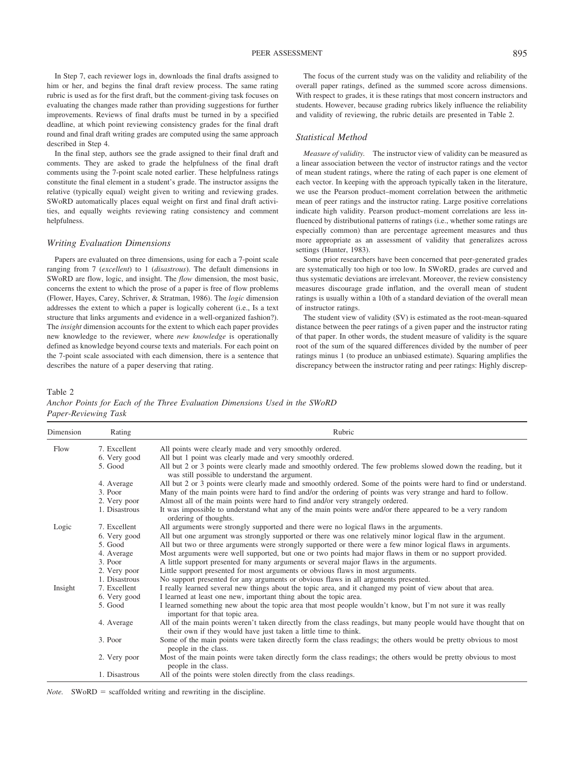In Step 7, each reviewer logs in, downloads the final drafts assigned to him or her, and begins the final draft review process. The same rating rubric is used as for the first draft, but the comment-giving task focuses on evaluating the changes made rather than providing suggestions for further improvements. Reviews of final drafts must be turned in by a specified deadline, at which point reviewing consistency grades for the final draft round and final draft writing grades are computed using the same approach described in Step 4.

In the final step, authors see the grade assigned to their final draft and comments. They are asked to grade the helpfulness of the final draft comments using the 7-point scale noted earlier. These helpfulness ratings constitute the final element in a student's grade. The instructor assigns the relative (typically equal) weight given to writing and reviewing grades. SWoRD automatically places equal weight on first and final draft activities, and equally weights reviewing rating consistency and comment helpfulness.

### Writing Evaluation Dimensions

Papers are evaluated on three dimensions, using for each a 7-point scale ranging from 7 (*excellent*) to 1 (*disastrous*). The default dimensions in SWoRD are flow, logic, and insight. The *flow* dimension, the most basic, concerns the extent to which the prose of a paper is free of flow problems (Flower, Hayes, Carey, Schriver, & Stratman, 1986). The *logic* dimension addresses the extent to which a paper is logically coherent (i.e., Is a text structure that links arguments and evidence in a well-organized fashion?). The *insight* dimension accounts for the extent to which each paper provides new knowledge to the reviewer, where *new knowledge* is operationally defined as knowledge beyond course texts and materials. For each point on the 7-point scale associated with each dimension, there is a sentence that describes the nature of a paper deserving that rating.

The focus of the current study was on the validity and reliability of the overall paper ratings, defined as the summed score across dimensions. With respect to grades, it is these ratings that most concern instructors and students. However, because grading rubrics likely influence the reliability and validity of reviewing, the rubric details are presented in Table 2.

### Statistical Method

*Measure of validity.* The instructor view of validity can be measured as a linear association between the vector of instructor ratings and the vector of mean student ratings, where the rating of each paper is one element of each vector. In keeping with the approach typically taken in the literature, we use the Pearson product–moment correlation between the arithmetic mean of peer ratings and the instructor rating. Large positive correlations indicate high validity. Pearson product–moment correlations are less influenced by distributional patterns of ratings (i.e., whether some ratings are especially common) than are percentage agreement measures and thus more appropriate as an assessment of validity that generalizes across settings (Hunter, 1983).

Some prior researchers have been concerned that peer-generated grades are systematically too high or too low. In SWoRD, grades are curved and thus systematic deviations are irrelevant. Moreover, the review consistency measures discourage grade inflation, and the overall mean of student ratings is usually within a 10th of a standard deviation of the overall mean of instructor ratings.

The student view of validity (SV) is estimated as the root-mean-squared distance between the peer ratings of a given paper and the instructor rating of that paper. In other words, the student measure of validity is the square root of the sum of the squared differences divided by the number of peer ratings minus 1 (to produce an unbiased estimate). Squaring amplifies the discrepancy between the instructor rating and peer ratings: Highly discrep-

Table 2
*Anchor Points for Each of the Three Evaluation Dimensions Used in the SWoRD Paper-Reviewing Task*

| Dimension | Rating | Rubric |
|---|---|---|
| Flow | 7. Excellent | All points were clearly made and very smoothly ordered. |
| | 6. Very good | All but 1 point was clearly made and very smoothly ordered. |
| | 5. Good | All but 2 or 3 points were clearly made and smoothly ordered. The few problems slowed down the reading, but it was still possible to understand the argument. |
| | 4. Average | All but 2 or 3 points were clearly made and smoothly ordered. Some of the points were hard to find or understand. |
| | 3. Poor | Many of the main points were hard to find and/or the ordering of points was very strange and hard to follow. |
| | 2. Very poor | Almost all of the main points were hard to find and/or very strangely ordered. |
| | 1. Disastrous | It was impossible to understand what any of the main points were and/or there appeared to be a very random ordering of thoughts. |
| Logic | 7. Excellent | All arguments were strongly supported and there were no logical flaws in the arguments. |
| | 6. Very good | All but one argument was strongly supported or there was one relatively minor logical flaw in the argument. |
| | 5. Good | All but two or three arguments were strongly supported or there were a few minor logical flaws in arguments. |
| | 4. Average | Most arguments were well supported, but one or two points had major flaws in them or no support provided. |
| | 3. Poor | A little support presented for many arguments or several major flaws in the arguments. |
| | 2. Very poor | Little support presented for most arguments or obvious flaws in most arguments. |
| | 1. Disastrous | No support presented for any arguments or obvious flaws in all arguments presented. |
| Insight | 7. Excellent | I really learned several new things about the topic area, and it changed my point of view about that area. |
| | 6. Very good | I learned at least one new, important thing about the topic area. |
| | 5. Good | I learned something new about the topic area that most people wouldn't know, but I'm not sure it was really important for that topic area. |
| | 4. Average | All of the main points weren't taken directly from the class readings, but many people would have thought that on their own if they would have just taken a little time to think. |
| | 3. Poor | Some of the main points were taken directly form the class readings; the others would be pretty obvious to most people in the class. |
| | 2. Very poor | Most of the main points were taken directly form the class readings; the others would be pretty obvious to most people in the class. |
| | 1. Disastrous | All of the points were stolen directly from the class readings. |

*Note.* SWoRD = scaffolded writing and rewriting in the discipline.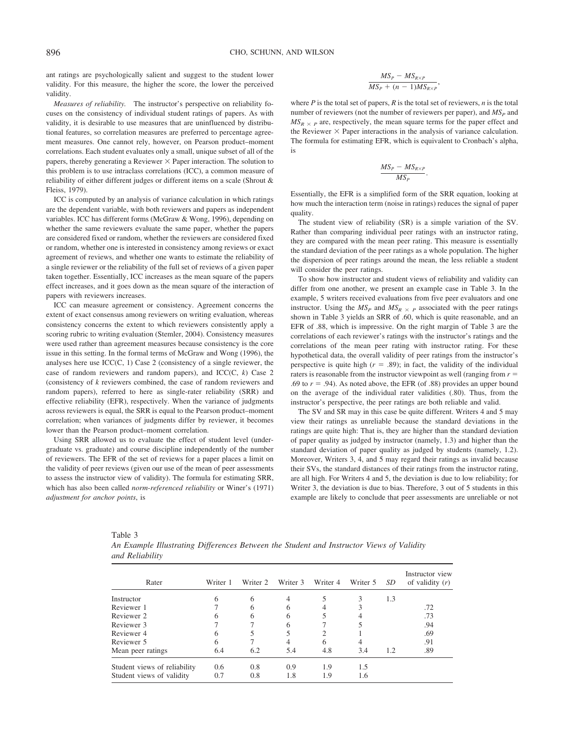ant ratings are psychologically salient and suggest to the student lower validity. For this measure, the higher the score, the lower the perceived validity.

*Measures of reliability.* The instructor's perspective on reliability focuses on the consistency of individual student ratings of papers. As with validity, it is desirable to use measures that are uninfluenced by distributional features, so correlation measures are preferred to percentage agreement measures. One cannot rely, however, on Pearson product–moment correlations. Each student evaluates only a small, unique subset of all of the papers, thereby generating a Reviewer × Paper interaction. The solution to this problem is to use intraclass correlations (ICC), a common measure of reliability of either different judges or different items on a scale (Shrout & Fleiss, 1979).

ICC is computed by an analysis of variance calculation in which ratings are the dependent variable, with both reviewers and papers as independent variables. ICC has different forms (McGraw & Wong, 1996), depending on whether the same reviewers evaluate the same paper, whether the papers are considered fixed or random, whether the reviewers are considered fixed or random, whether one is interested in consistency among reviews or exact agreement of reviews, and whether one wants to estimate the reliability of a single reviewer or the reliability of the full set of reviews of a given paper taken together. Essentially, ICC increases as the mean square of the papers effect increases, and it goes down as the mean square of the interaction of papers with reviewers increases.

ICC can measure agreement or consistency. Agreement concerns the extent of exact consensus among reviewers on writing evaluation, whereas consistency concerns the extent to which reviewers consistently apply a scoring rubric to writing evaluation (Stemler, 2004). Consistency measures were used rather than agreement measures because consistency is the core issue in this setting. In the formal terms of McGraw and Wong (1996), the analyses here use ICC(C, 1) Case 2 (consistency of a single reviewer, the case of random reviewers and random papers), and ICC(C, *k*) Case 2 (consistency of *k* reviewers combined, the case of random reviewers and random papers), referred to here as single-rater reliability (SRR) and effective reliability (EFR), respectively. When the variance of judgments across reviewers is equal, the SRR is equal to the Pearson product–moment correlation; when variances of judgments differ by reviewer, it becomes lower than the Pearson product–moment correlation.

Using SRR allowed us to evaluate the effect of student level (undergraduate vs. graduate) and course discipline independently of the number of reviewers. The EFR of the set of reviews for a paper places a limit on the validity of peer reviews (given our use of the mean of peer assessments to assess the instructor view of validity). The formula for estimating SRR, which has also been called *norm-referenced reliability* or Winer's (1971) *adjustment for anchor points*, is

$$\frac{MS_P - MS_{R \times P}}{MS_P + (n-1)MS_{R \times P}},$$

where $P$ is the total set of papers, $R$ is the total set of reviewers, $n$ is the total number of reviewers (not the number of reviewers per paper), and $MS_P$ and $MS_{R \times P}$ are, respectively, the mean square terms for the paper effect and the Reviewer × Paper interactions in the analysis of variance calculation. The formula for estimating EFR, which is equivalent to Cronbach's alpha, is

$$\frac{MS_P - MS_{R \times P}}{MS_P}.$$

Essentially, the EFR is a simplified form of the SRR equation, looking at how much the interaction term (noise in ratings) reduces the signal of paper quality.

The student view of reliability (SR) is a simple variation of the SV. Rather than comparing individual peer ratings with an instructor rating, they are compared with the mean peer rating. This measure is essentially the standard deviation of the peer ratings as a whole population. The higher the dispersion of peer ratings around the mean, the less reliable a student will consider the peer ratings.

To show how instructor and student views of reliability and validity can differ from one another, we present an example case in Table 3. In the example, 5 writers received evaluations from five peer evaluators and one instructor. Using the $MS_P$ and $MS_{R \times P}$ associated with the peer ratings shown in Table 3 yields an SRR of .60, which is quite reasonable, and an EFR of .88, which is impressive. On the right margin of Table 3 are the correlations of each reviewer's ratings with the instructor's ratings and the correlations of the mean peer rating with instructor rating. For these hypothetical data, the overall validity of peer ratings from the instructor's perspective is quite high ($r$ = .89); in fact, the validity of the individual raters is reasonable from the instructor viewpoint as well (ranging from $r$ = .69 to $r$ = .94). As noted above, the EFR (of .88) provides an upper bound on the average of the individual rater validities (.80). Thus, from the instructor's perspective, the peer ratings are both reliable and valid.

The SV and SR may in this case be quite different. Writers 4 and 5 may view their ratings as unreliable because the standard deviations in the ratings are quite high: That is, they are higher than the standard deviation of paper quality as judged by instructor (namely, 1.3) and higher than the standard deviation of paper quality as judged by students (namely, 1.2). Moreover, Writers 3, 4, and 5 may regard their ratings as invalid because their SVs, the standard distances of their ratings from the instructor rating, are all high. For Writers 4 and 5, the deviation is due to low reliability; for Writer 3, the deviation is due to bias. Therefore, 3 out of 5 students in this example are likely to conclude that peer assessments are unreliable or not

Table 3
*An Example Illustrating Differences Between the Student and Instructor Views of Validity and Reliability*

| Rater | Writer 1 | Writer 2 | Writer 3 | Writer 4 | Writer 5 | *SD* | Instructor view of validity (*r*) |
|---|---|---|---|---|---|---|---|
| Instructor | 6 | 6 | 4 | 5 | 3 | 1.3 | |
| Reviewer 1 | 7 | 6 | 6 | 4 | 3 | | .72 |
| Reviewer 2 | 6 | 6 | 6 | 5 | 4 | | .73 |
| Reviewer 3 | 7 | 7 | 6 | 7 | 5 | | .94 |
| Reviewer 4 | 6 | 5 | 5 | 2 | 1 | | .69 |
| Reviewer 5 | 6 | 7 | 4 | 6 | 4 | | .91 |
| Mean peer ratings | 6.4 | 6.2 | 5.4 | 4.8 | 3.4 | 1.2 | .89 |
| Student views of reliability | 0.6 | 0.8 | 0.9 | 1.9 | 1.5 | | |
| Student views of validity | 0.7 | 0.8 | 1.8 | 1.9 | 1.6 | | |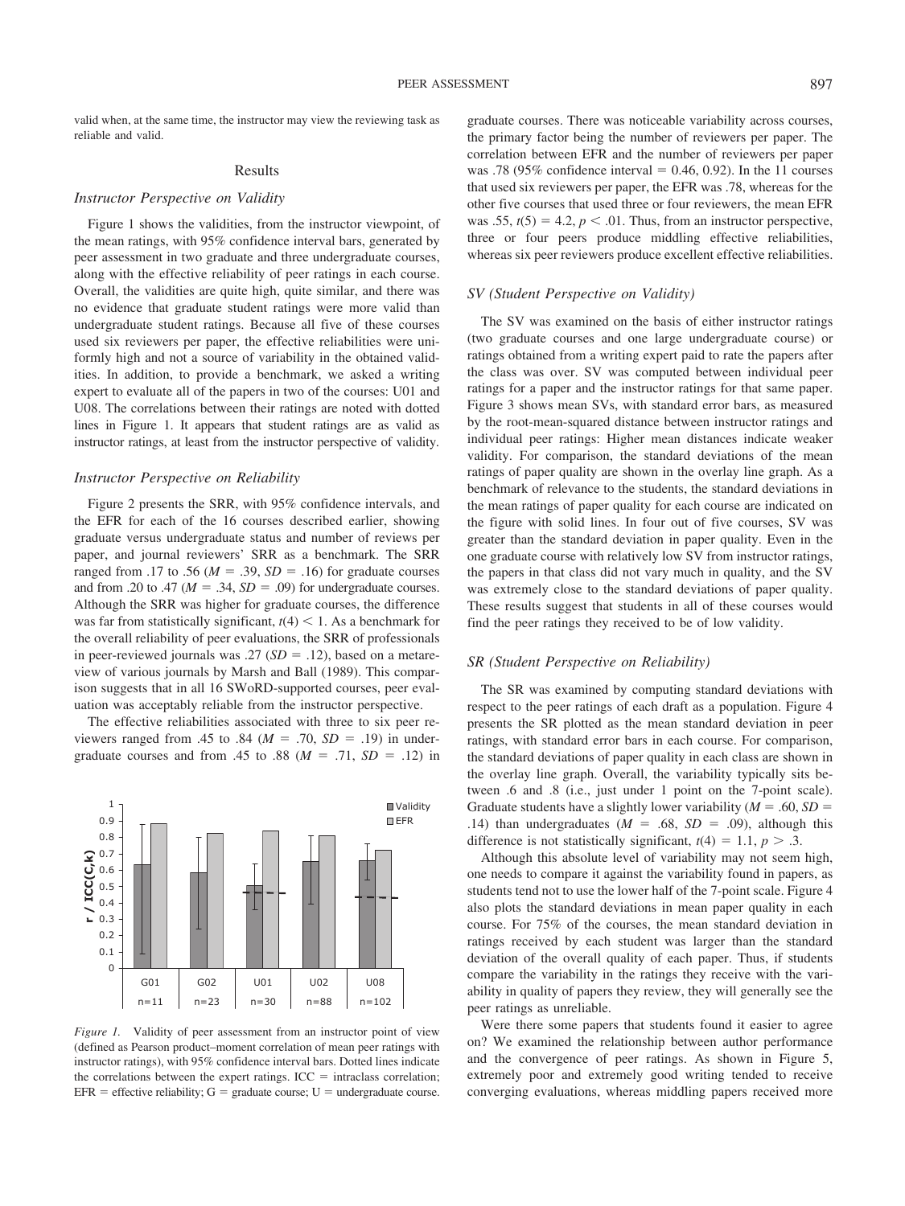valid when, at the same time, the instructor may view the reviewing task as reliable and valid.

## Results

### *Instructor Perspective on Validity*

Figure 1 shows the validities, from the instructor viewpoint, of the mean ratings, with 95% confidence interval bars, generated by peer assessment in two graduate and three undergraduate courses, along with the effective reliability of peer ratings in each course. Overall, the validities are quite high, quite similar, and there was no evidence that graduate student ratings were more valid than undergraduate student ratings. Because all five of these courses used six reviewers per paper, the effective reliabilities were uniformly high and not a source of variability in the obtained validities. In addition, to provide a benchmark, we asked a writing expert to evaluate all of the papers in two of the courses: U01 and U08. The correlations between their ratings are noted with dotted lines in Figure 1. It appears that student ratings are as valid as instructor ratings, at least from the instructor perspective of validity.

### *Instructor Perspective on Reliability*

Figure 2 presents the SRR, with 95% confidence intervals, and the EFR for each of the 16 courses described earlier, showing graduate versus undergraduate status and number of reviews per paper, and journal reviewers' SRR as a benchmark. The SRR ranged from .17 to .56 ($M$ = .39, $SD$ = .16) for graduate courses and from .20 to .47 ($M$ = .34, $SD$ = .09) for undergraduate courses. Although the SRR was higher for graduate courses, the difference was far from statistically significant, $t(4) < 1$. As a benchmark for the overall reliability of peer evaluations, the SRR of professionals in peer-reviewed journals was .27 ($SD$ = .12), based on a metareview of various journals by Marsh and Ball (1989). This comparison suggests that in all 16 SWoRD-supported courses, peer evaluation was acceptably reliable from the instructor perspective.

The effective reliabilities associated with three to six peer reviewers ranged from .45 to .84 ($M$ = .70, $SD$ = .19) in undergraduate courses and from .45 to .88 ($M$ = .71, $SD$ = .12) in graduate courses. There was noticeable variability across courses, the primary factor being the number of reviewers per paper. The correlation between EFR and the number of reviewers per paper was .78 (95% confidence interval = 0.46, 0.92). In the 11 courses that used six reviewers per paper, the EFR was .78, whereas for the other five courses that used three or four reviewers, the mean EFR was .55, $t(5) = 4.2$, $p < .01$. Thus, from an instructor perspective, three or four peers produce middling effective reliabilities, whereas six peer reviewers produce excellent effective reliabilities.

*Figure 1.* Validity of peer assessment from an instructor point of view (defined as Pearson product–moment correlation of mean peer ratings with instructor ratings), with 95% confidence interval bars. Dotted lines indicate the correlations between the expert ratings. ICC = intraclass correlation; EFR = effective reliability; G = graduate course; U = undergraduate course.

### *SV (Student Perspective on Validity)*

The SV was examined on the basis of either instructor ratings (two graduate courses and one large undergraduate course) or ratings obtained from a writing expert paid to rate the papers after the class was over. SV was computed between individual peer ratings for a paper and the instructor ratings for that same paper. Figure 3 shows mean SVs, with standard error bars, as measured by the root-mean-squared distance between instructor ratings and individual peer ratings: Higher mean distances indicate weaker validity. For comparison, the standard deviations of the mean ratings of paper quality are shown in the overlay line graph. As a benchmark of relevance to the students, the standard deviations in the mean ratings of paper quality for each course are indicated on the figure with solid lines. In four out of five courses, SV was greater than the standard deviation in paper quality. Even in the one graduate course with relatively low SV from instructor ratings, the papers in that class did not vary much in quality, and the SV was extremely close to the standard deviations of paper quality. These results suggest that students in all of these courses would find the peer ratings they received to be of low validity.

### *SR (Student Perspective on Reliability)*

The SR was examined by computing standard deviations with respect to the peer ratings of each draft as a population. Figure 4 presents the SR plotted as the mean standard deviation in peer ratings, with standard error bars in each course. For comparison, the standard deviations of paper quality in each class are shown in the overlay line graph. Overall, the variability typically sits between .6 and .8 (i.e., just under 1 point on the 7-point scale). Graduate students have a slightly lower variability ($M$ = .60, $SD$ = .14) than undergraduates ($M$ = .68, $SD$ = .09), although this difference is not statistically significant, $t(4) = 1.1$, $p > .3$.

Although this absolute level of variability may not seem high, one needs to compare it against the variability found in papers, as students tend not to use the lower half of the 7-point scale. Figure 4 also plots the standard deviations in mean paper quality in each course. For 75% of the courses, the mean standard deviation in ratings received by each student was larger than the standard deviation of the overall quality of each paper. Thus, if students compare the variability in the ratings they receive with the variability in quality of papers they review, they will generally see the peer ratings as unreliable.

Were there some papers that students found it easier to agree on? We examined the relationship between author performance and the convergence of peer ratings. As shown in Figure 5, extremely poor and extremely good writing tended to receive converging evaluations, whereas middling papers received more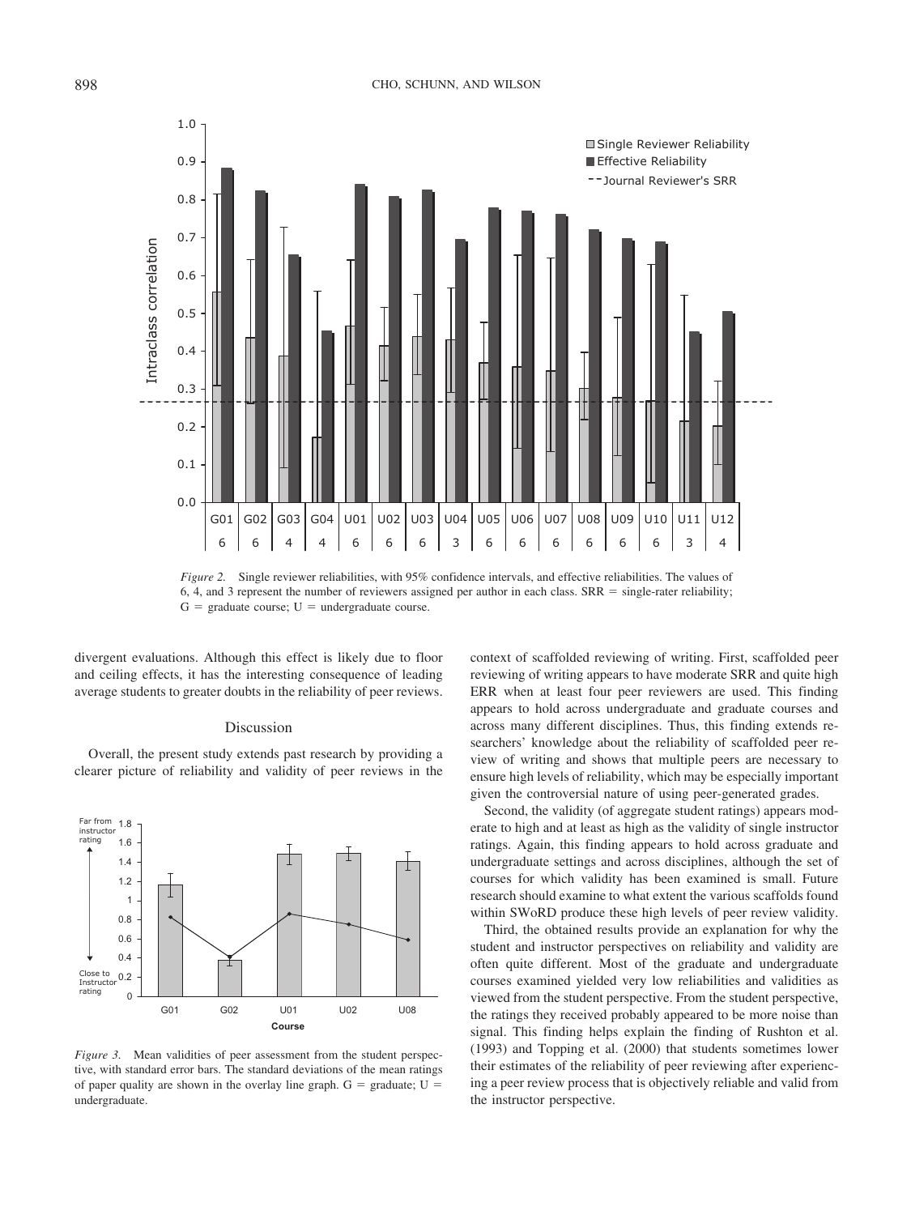*Figure 2.* Single reviewer reliabilities, with 95% confidence intervals, and effective reliabilities. The values of 6, 4, and 3 represent the number of reviewers assigned per author in each class. SRR = single-rater reliability; G = graduate course; U = undergraduate course.

divergent evaluations. Although this effect is likely due to floor and ceiling effects, it has the interesting consequence of leading average students to greater doubts in the reliability of peer reviews.

## Discussion

Overall, the present study extends past research by providing a clearer picture of reliability and validity of peer reviews in the context of scaffolded reviewing of writing. First, scaffolded peer reviewing of writing appears to have moderate SRR and quite high ERR when at least four peer reviewers are used. This finding appears to hold across undergraduate and graduate courses and across many different disciplines. Thus, this finding extends researchers' knowledge about the reliability of scaffolded peer review of writing and shows that multiple peers are necessary to ensure high levels of reliability, which may be especially important given the controversial nature of using peer-generated grades.

Second, the validity (of aggregate student ratings) appears moderate to high and at least as high as the validity of single instructor ratings. Again, this finding appears to hold across graduate and undergraduate settings and across disciplines, although the set of courses for which validity has been examined is small. Future research should examine to what extent the various scaffolds found within SWoRD produce these high levels of peer review validity.

Third, the obtained results provide an explanation for why the student and instructor perspectives on reliability and validity are often quite different. Most of the graduate and undergraduate courses examined yielded very low reliabilities and validities as viewed from the student perspective. From the student perspective, the ratings they received probably appeared to be more noise than signal. This finding helps explain the finding of Rushton et al. (1993) and Topping et al. (2000) that students sometimes lower their estimates of the reliability of peer reviewing after experiencing a peer review process that is objectively reliable and valid from the instructor perspective.

*Figure 3.* Mean validities of peer assessment from the student perspective, with standard error bars. The standard deviations of the mean ratings of paper quality are shown in the overlay line graph. G = graduate; U = undergraduate.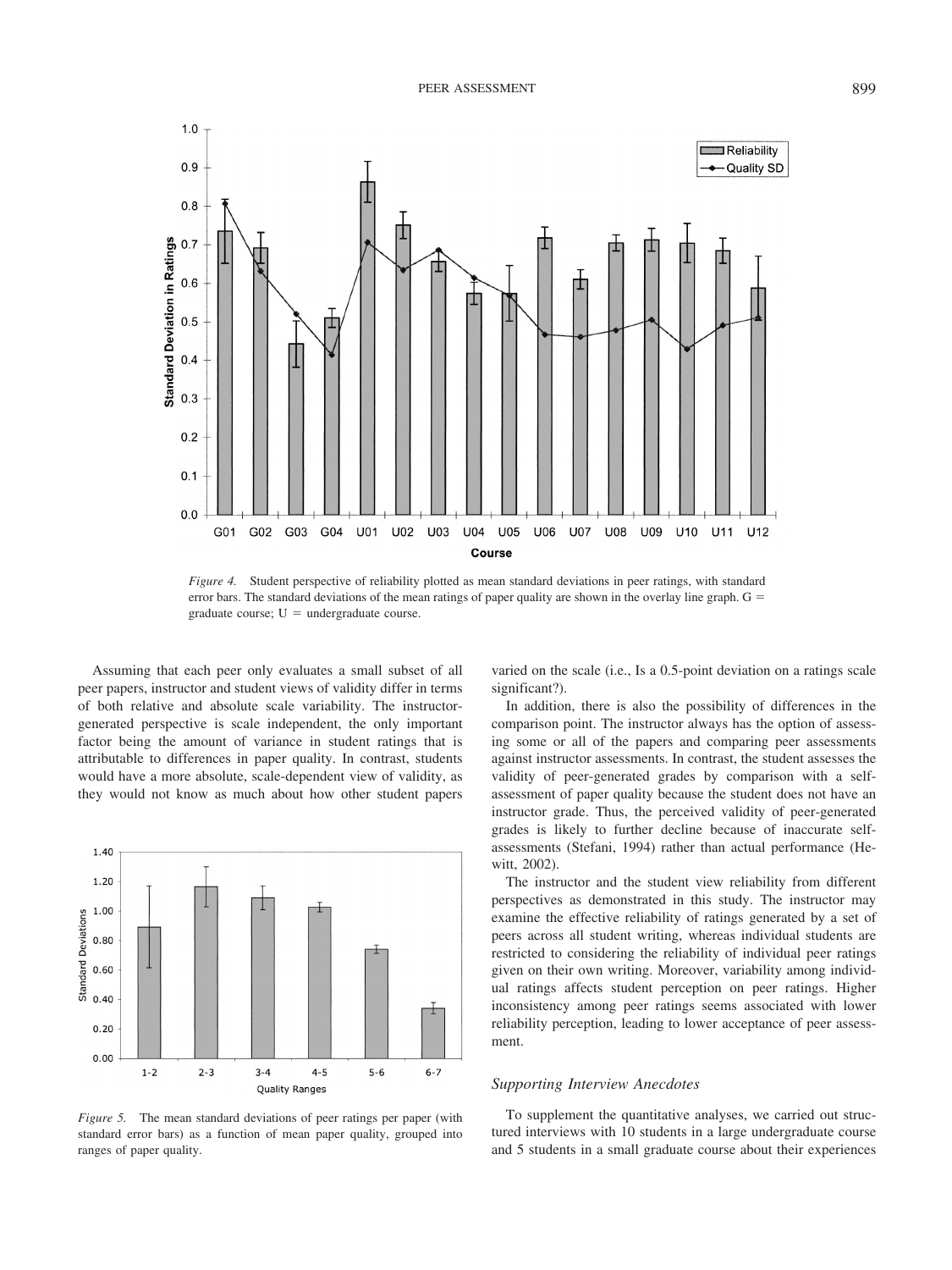*Figure 4.* Student perspective of reliability plotted as mean standard deviations in peer ratings, with standard error bars. The standard deviations of the mean ratings of paper quality are shown in the overlay line graph. G = graduate course; U = undergraduate course.

Assuming that each peer only evaluates a small subset of all peer papers, instructor and student views of validity differ in terms of both relative and absolute scale variability. The instructor-generated perspective is scale independent, the only important factor being the amount of variance in student ratings that is attributable to differences in paper quality. In contrast, students would have a more absolute, scale-dependent view of validity, as they would not know as much about how other student papers varied on the scale (i.e., Is a 0.5-point deviation on a ratings scale significant?).

In addition, there is also the possibility of differences in the comparison point. The instructor always has the option of assessing some or all of the papers and comparing peer assessments against instructor assessments. In contrast, the student assesses the validity of peer-generated grades by comparison with a self-assessment of paper quality because the student does not have an instructor grade. Thus, the perceived validity of peer-generated grades is likely to further decline because of inaccurate self-assessments (Stefani, 1994) rather than actual performance (Hewitt, 2002).

The instructor and the student view reliability from different perspectives as demonstrated in this study. The instructor may examine the effective reliability of ratings generated by a set of peers across all student writing, whereas individual students are restricted to considering the reliability of individual peer ratings given on their own writing. Moreover, variability among individual ratings affects student perception on peer ratings. Higher inconsistency among peer ratings seems associated with lower reliability perception, leading to lower acceptance of peer assessment.

*Figure 5.* The mean standard deviations of peer ratings per paper (with standard error bars) as a function of mean paper quality, grouped into ranges of paper quality.

### *Supporting Interview Anecdotes*

To supplement the quantitative analyses, we carried out structured interviews with 10 students in a large undergraduate course and 5 students in a small graduate course about their experiences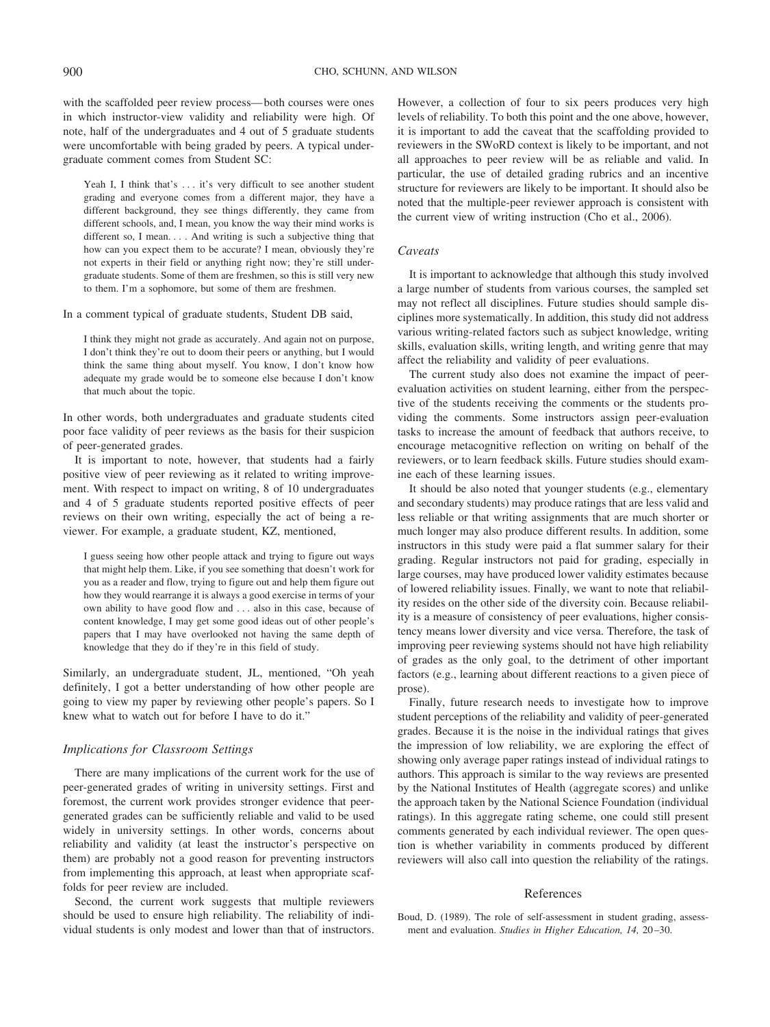with the scaffolded peer review process—both courses were ones in which instructor-view validity and reliability were high. Of note, half of the undergraduates and 4 out of 5 graduate students were uncomfortable with being graded by peers. A typical undergraduate comment comes from Student SC:

> Yeah I, I think that's . . . it's very difficult to see another student grading and everyone comes from a different major, they have a different background, they see things differently, they came from different schools, and, I mean, you know the way their mind works is different so, I mean. . . . And writing is such a subjective thing that how can you expect them to be accurate? I mean, obviously they're not experts in their field or anything right now; they're still undergraduate students. Some of them are freshmen, so this is still very new to them. I'm a sophomore, but some of them are freshmen.

In a comment typical of graduate students, Student DB said,

> I think they might not grade as accurately. And again not on purpose, I don't think they're out to doom their peers or anything, but I would think the same thing about myself. You know, I don't know how adequate my grade would be to someone else because I don't know that much about the topic.

In other words, both undergraduates and graduate students cited poor face validity of peer reviews as the basis for their suspicion of peer-generated grades.

It is important to note, however, that students had a fairly positive view of peer reviewing as it related to writing improvement. With respect to impact on writing, 8 of 10 undergraduates and 4 of 5 graduate students reported positive effects of peer reviews on their own writing, especially the act of being a reviewer. For example, a graduate student, KZ, mentioned,

> I guess seeing how other people attack and trying to figure out ways that might help them. Like, if you see something that doesn't work for you as a reader and flow, trying to figure out and help them figure out how they would rearrange it is always a good exercise in terms of your own ability to have good flow and . . . also in this case, because of content knowledge, I may get some good ideas out of other people's papers that I may have overlooked not having the same depth of knowledge that they do if they're in this field of study.

Similarly, an undergraduate student, JL, mentioned, "Oh yeah definitely, I got a better understanding of how other people are going to view my paper by reviewing other people's papers. So I knew what to watch out for before I have to do it."

### *Implications for Classroom Settings*

There are many implications of the current work for the use of peer-generated grades of writing in university settings. First and foremost, the current work provides stronger evidence that peer-generated grades can be sufficiently reliable and valid to be used widely in university settings. In other words, concerns about reliability and validity (at least the instructor's perspective on them) are probably not a good reason for preventing instructors from implementing this approach, at least when appropriate scaffolds for peer review are included.

Second, the current work suggests that multiple reviewers should be used to ensure high reliability. The reliability of individual students is only modest and lower than that of instructors. However, a collection of four to six peers produces very high levels of reliability. To both this point and the one above, however, it is important to add the caveat that the scaffolding provided to reviewers in the SWoRD context is likely to be important, and not all approaches to peer review will be as reliable and valid. In particular, the use of detailed grading rubrics and an incentive structure for reviewers are likely to be important. It should also be noted that the multiple-peer reviewer approach is consistent with the current view of writing instruction (Cho et al., 2006).

### *Caveats*

It is important to acknowledge that although this study involved a large number of students from various courses, the sampled set may not reflect all disciplines. Future studies should sample disciplines more systematically. In addition, this study did not address various writing-related factors such as subject knowledge, writing skills, evaluation skills, writing length, and writing genre that may affect the reliability and validity of peer evaluations.

The current study also does not examine the impact of peer-evaluation activities on student learning, either from the perspective of the students receiving the comments or the students providing the comments. Some instructors assign peer-evaluation tasks to increase the amount of feedback that authors receive, to encourage metacognitive reflection on writing on behalf of the reviewers, or to learn feedback skills. Future studies should examine each of these learning issues.

It should be also noted that younger students (e.g., elementary and secondary students) may produce ratings that are less valid and less reliable or that writing assignments that are much shorter or much longer may also produce different results. In addition, some instructors in this study were paid a flat summer salary for their grading. Regular instructors not paid for grading, especially in large courses, may have produced lower validity estimates because of lowered reliability issues. Finally, we want to note that reliability resides on the other side of the diversity coin. Because reliability is a measure of consistency of peer evaluations, higher consistency means lower diversity and vice versa. Therefore, the task of improving peer reviewing systems should not have high reliability of grades as the only goal, to the detriment of other important factors (e.g., learning about different reactions to a given piece of prose).

Finally, future research needs to investigate how to improve student perceptions of the reliability and validity of peer-generated grades. Because it is the noise in the individual ratings that gives the impression of low reliability, we are exploring the effect of showing only average paper ratings instead of individual ratings to authors. This approach is similar to the way reviews are presented by the National Institutes of Health (aggregate scores) and unlike the approach taken by the National Science Foundation (individual ratings). In this aggregate rating scheme, one could still present comments generated by each individual reviewer. The open question is whether variability in comments produced by different reviewers will also call into question the reliability of the ratings.

## References

Boud, D. (1989). The role of self-assessment in student grading, assessment and evaluation. *Studies in Higher Education, 14,* 20–30.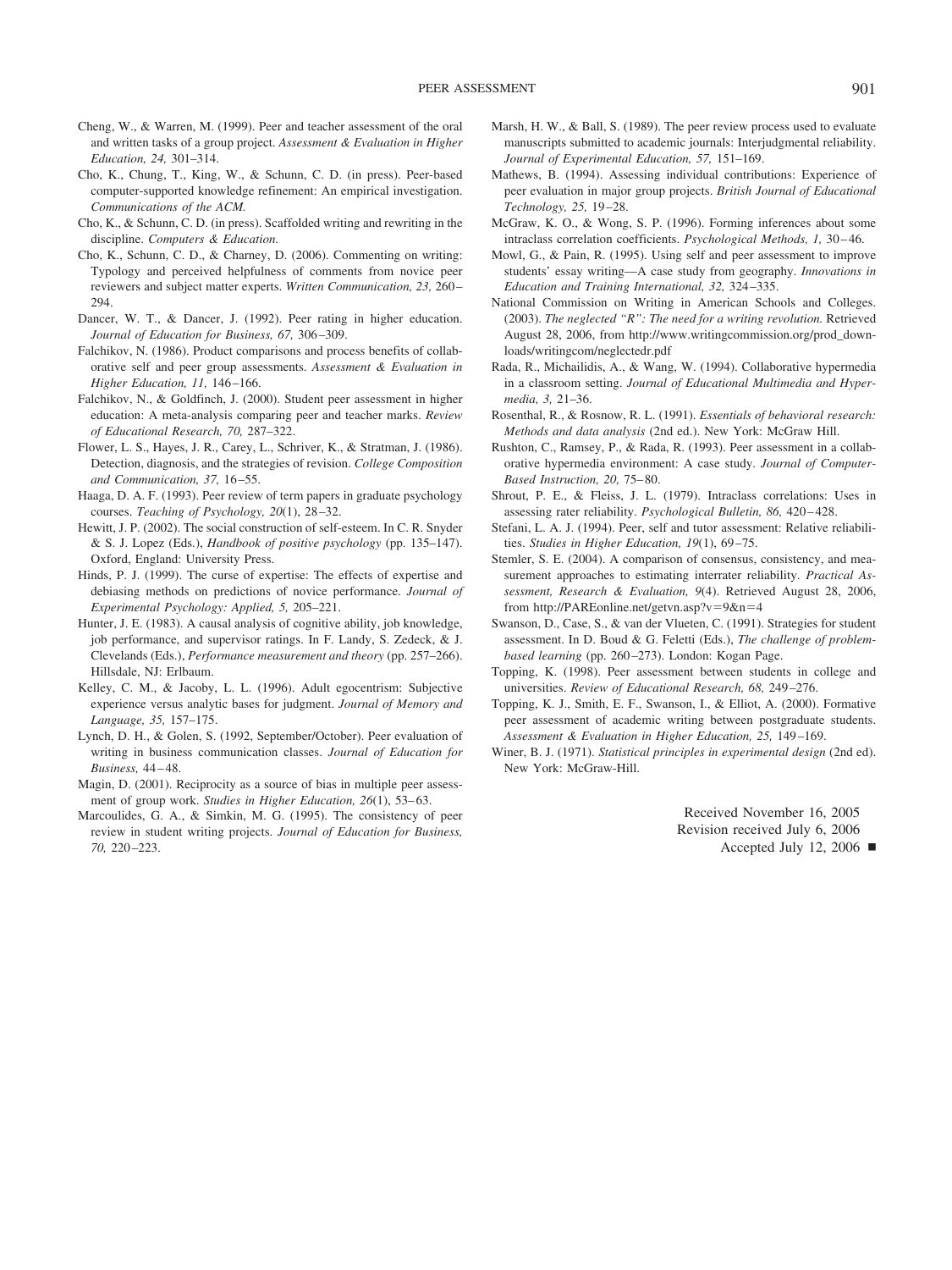Cheng, W., & Warren, M. (1999). Peer and teacher assessment of the oral and written tasks of a group project. *Assessment & Evaluation in Higher Education, 24,* 301–314.

Cho, K., Chung, T., King, W., & Schunn, C. D. (in press). Peer-based computer-supported knowledge refinement: An empirical investigation. *Communications of the ACM.*

Cho, K., & Schunn, C. D. (in press). Scaffolded writing and rewriting in the discipline. *Computers & Education.*

Cho, K., Schunn, C. D., & Charney, D. (2006). Commenting on writing: Typology and perceived helpfulness of comments from novice peer reviewers and subject matter experts. *Written Communication, 23,* 260–294.

Dancer, W. T., & Dancer, J. (1992). Peer rating in higher education. *Journal of Education for Business, 67,* 306–309.

Falchikov, N. (1986). Product comparisons and process benefits of collaborative self and peer group assessments. *Assessment & Evaluation in Higher Education, 11,* 146–166.

Falchikov, N., & Goldfinch, J. (2000). Student peer assessment in higher education: A meta-analysis comparing peer and teacher marks. *Review of Educational Research, 70,* 287–322.

Flower, L. S., Hayes, J. R., Carey, L., Schriver, K., & Stratman, J. (1986). Detection, diagnosis, and the strategies of revision. *College Composition and Communication, 37,* 16–55.

Haaga, D. A. F. (1993). Peer review of term papers in graduate psychology courses. *Teaching of Psychology, 20*(1), 28–32.

Hewitt, J. P. (2002). The social construction of self-esteem. In C. R. Snyder & S. J. Lopez (Eds.), *Handbook of positive psychology* (pp. 135–147). Oxford, England: University Press.

Hinds, P. J. (1999). The curse of expertise: The effects of expertise and debiasing methods on predictions of novice performance. *Journal of Experimental Psychology: Applied, 5,* 205–221.

Hunter, J. E. (1983). A causal analysis of cognitive ability, job knowledge, job performance, and supervisor ratings. In F. Landy, S. Zedeck, & J. Clevelands (Eds.), *Performance measurement and theory* (pp. 257–266). Hillsdale, NJ: Erlbaum.

Kelley, C. M., & Jacoby, L. L. (1996). Adult egocentrism: Subjective experience versus analytic bases for judgment. *Journal of Memory and Language, 35,* 157–175.

Lynch, D. H., & Golen, S. (1992, September/October). Peer evaluation of writing in business communication classes. *Journal of Education for Business,* 44–48.

Magin, D. (2001). Reciprocity as a source of bias in multiple peer assessment of group work. *Studies in Higher Education, 26*(1), 53–63.

Marcoulides, G. A., & Simkin, M. G. (1995). The consistency of peer review in student writing projects. *Journal of Education for Business, 70,* 220–223.

Marsh, H. W., & Ball, S. (1989). The peer review process used to evaluate manuscripts submitted to academic journals: Interjudgmental reliability. *Journal of Experimental Education, 57,* 151–169.

Mathews, B. (1994). Assessing individual contributions: Experience of peer evaluation in major group projects. *British Journal of Educational Technology, 25,* 19–28.

McGraw, K. O., & Wong, S. P. (1996). Forming inferences about some intraclass correlation coefficients. *Psychological Methods, 1,* 30–46.

Mowl, G., & Pain, R. (1995). Using self and peer assessment to improve students' essay writing—A case study from geography. *Innovations in Education and Training International, 32,* 324–335.

National Commission on Writing in American Schools and Colleges. (2003). *The neglected "R": The need for a writing revolution.* Retrieved August 28, 2006, from http://www.writingcommission.org/prod_downloads/writingcom/neglectedr.pdf

Rada, R., Michailidis, A., & Wang, W. (1994). Collaborative hypermedia in a classroom setting. *Journal of Educational Multimedia and Hypermedia, 3,* 21–36.

Rosenthal, R., & Rosnow, R. L. (1991). *Essentials of behavioral research: Methods and data analysis* (2nd ed.). New York: McGraw Hill.

Rushton, C., Ramsey, P., & Rada, R. (1993). Peer assessment in a collaborative hypermedia environment: A case study. *Journal of Computer-Based Instruction, 20,* 75–80.

Shrout, P. E., & Fleiss, J. L. (1979). Intraclass correlations: Uses in assessing rater reliability. *Psychological Bulletin, 86,* 420–428.

Stefani, L. A. J. (1994). Peer, self and tutor assessment: Relative reliabilities. *Studies in Higher Education, 19*(1), 69–75.

Stemler, S. E. (2004). A comparison of consensus, consistency, and measurement approaches to estimating interrater reliability. *Practical Assessment, Research & Evaluation, 9*(4). Retrieved August 28, 2006, from http://PAREonline.net/getvn.asp?v=9&n=4

Swanson, D., Case, S., & van der Vlueten, C. (1991). Strategies for student assessment. In D. Boud & G. Feletti (Eds.), *The challenge of problem-based learning* (pp. 260–273). London: Kogan Page.

Topping, K. (1998). Peer assessment between students in college and universities. *Review of Educational Research, 68,* 249–276.

Topping, K. J., Smith, E. F., Swanson, I., & Elliot, A. (2000). Formative peer assessment of academic writing between postgraduate students. *Assessment & Evaluation in Higher Education, 25,* 149–169.

Winer, B. J. (1971). *Statistical principles in experimental design* (2nd ed). New York: McGraw-Hill.

Received November 16, 2005
Revision received July 6, 2006
Accepted July 12, 2006 ■